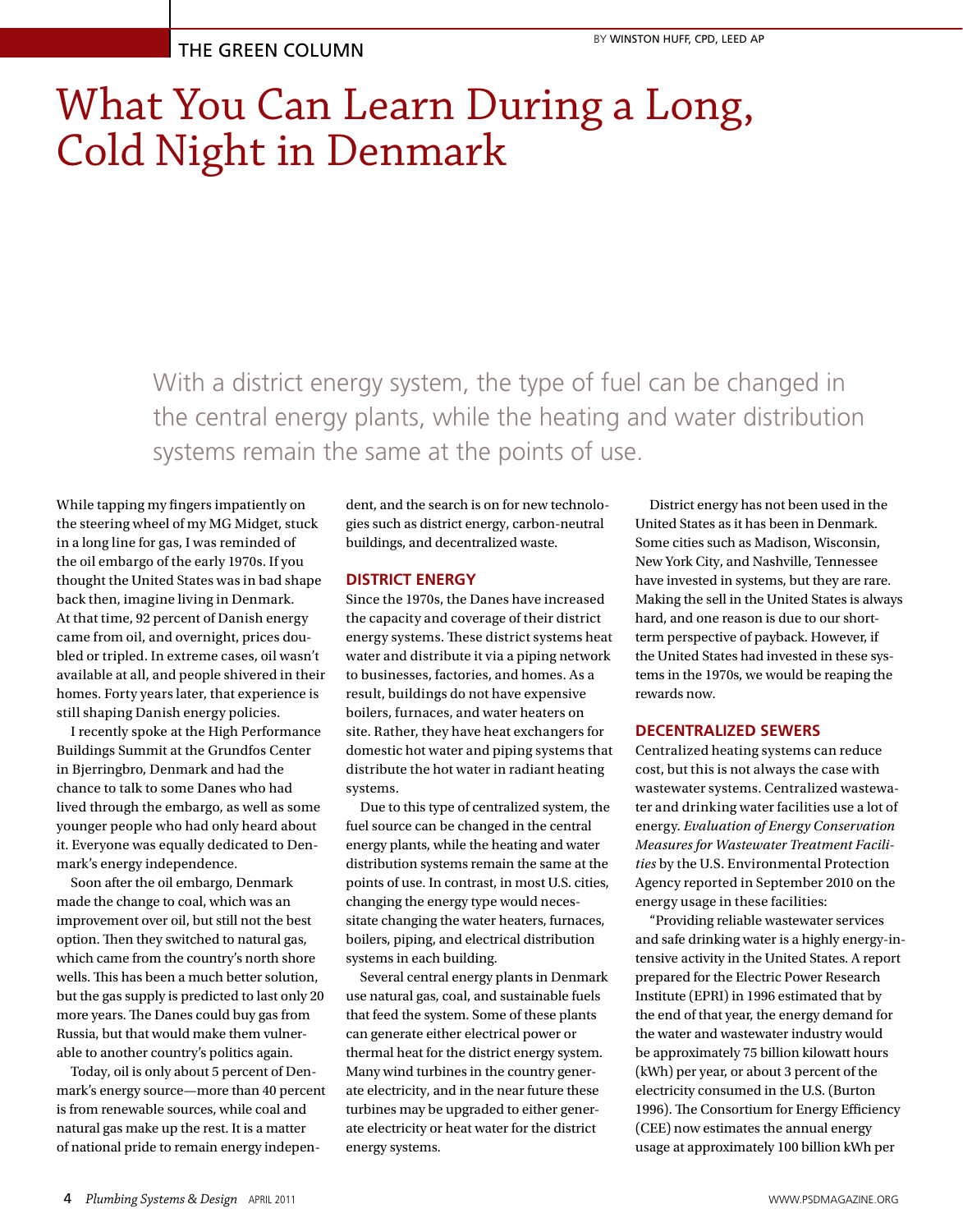THE GREEN COLUMN

BY WINSTON HUFF, CPD, LEED AP

# What You Can Learn During a Long, Cold Night in Denmark

> With a district energy system, the type of fuel can be changed in the central energy plants, while the heating and water distribution systems remain the same at the points of use.

While tapping my fingers impatiently on the steering wheel of my MG Midget, stuck in a long line for gas, I was reminded of the oil embargo of the early 1970s. If you thought the United States was in bad shape back then, imagine living in Denmark. At that time, 92 percent of Danish energy came from oil, and overnight, prices doubled or tripled. In extreme cases, oil wasn't available at all, and people shivered in their homes. Forty years later, that experience is still shaping Danish energy policies.

I recently spoke at the High Performance Buildings Summit at the Grundfos Center in Bjerringbro, Denmark and had the chance to talk to some Danes who had lived through the embargo, as well as some younger people who had only heard about it. Everyone was equally dedicated to Denmark's energy independence.

Soon after the oil embargo, Denmark made the change to coal, which was an improvement over oil, but still not the best option. Then they switched to natural gas, which came from the country's north shore wells. This has been a much better solution, but the gas supply is predicted to last only 20 more years. The Danes could buy gas from Russia, but that would make them vulnerable to another country's politics again.

Today, oil is only about 5 percent of Denmark's energy source—more than 40 percent is from renewable sources, while coal and natural gas make up the rest. It is a matter of national pride to remain energy independent, and the search is on for new technologies such as district energy, carbon-neutral buildings, and decentralized waste.

## DISTRICT ENERGY

Since the 1970s, the Danes have increased the capacity and coverage of their district energy systems. These district systems heat water and distribute it via a piping network to businesses, factories, and homes. As a result, buildings do not have expensive boilers, furnaces, and water heaters on site. Rather, they have heat exchangers for domestic hot water and piping systems that distribute the hot water in radiant heating systems.

Due to this type of centralized system, the fuel source can be changed in the central energy plants, while the heating and water distribution systems remain the same at the points of use. In contrast, in most U.S. cities, changing the energy type would necessitate changing the water heaters, furnaces, boilers, piping, and electrical distribution systems in each building.

Several central energy plants in Denmark use natural gas, coal, and sustainable fuels that feed the system. Some of these plants can generate either electrical power or thermal heat for the district energy system. Many wind turbines in the country generate electricity, and in the near future these turbines may be upgraded to either generate electricity or heat water for the district energy systems.

District energy has not been used in the United States as it has been in Denmark. Some cities such as Madison, Wisconsin, New York City, and Nashville, Tennessee have invested in systems, but they are rare. Making the sell in the United States is always hard, and one reason is due to our short-term perspective of payback. However, if the United States had invested in these systems in the 1970s, we would be reaping the rewards now.

## DECENTRALIZED SEWERS

Centralized heating systems can reduce cost, but this is not always the case with wastewater systems. Centralized wastewater and drinking water facilities use a lot of energy. *Evaluation of Energy Conservation Measures for Wastewater Treatment Facilities* by the U.S. Environmental Protection Agency reported in September 2010 on the energy usage in these facilities:

"Providing reliable wastewater services and safe drinking water is a highly energy-intensive activity in the United States. A report prepared for the Electric Power Research Institute (EPRI) in 1996 estimated that by the end of that year, the energy demand for the water and wastewater industry would be approximately 75 billion kilowatt hours (kWh) per year, or about 3 percent of the electricity consumed in the U.S. (Burton 1996). The Consortium for Energy Efficiency (CEE) now estimates the annual energy usage at approximately 100 billion kWh per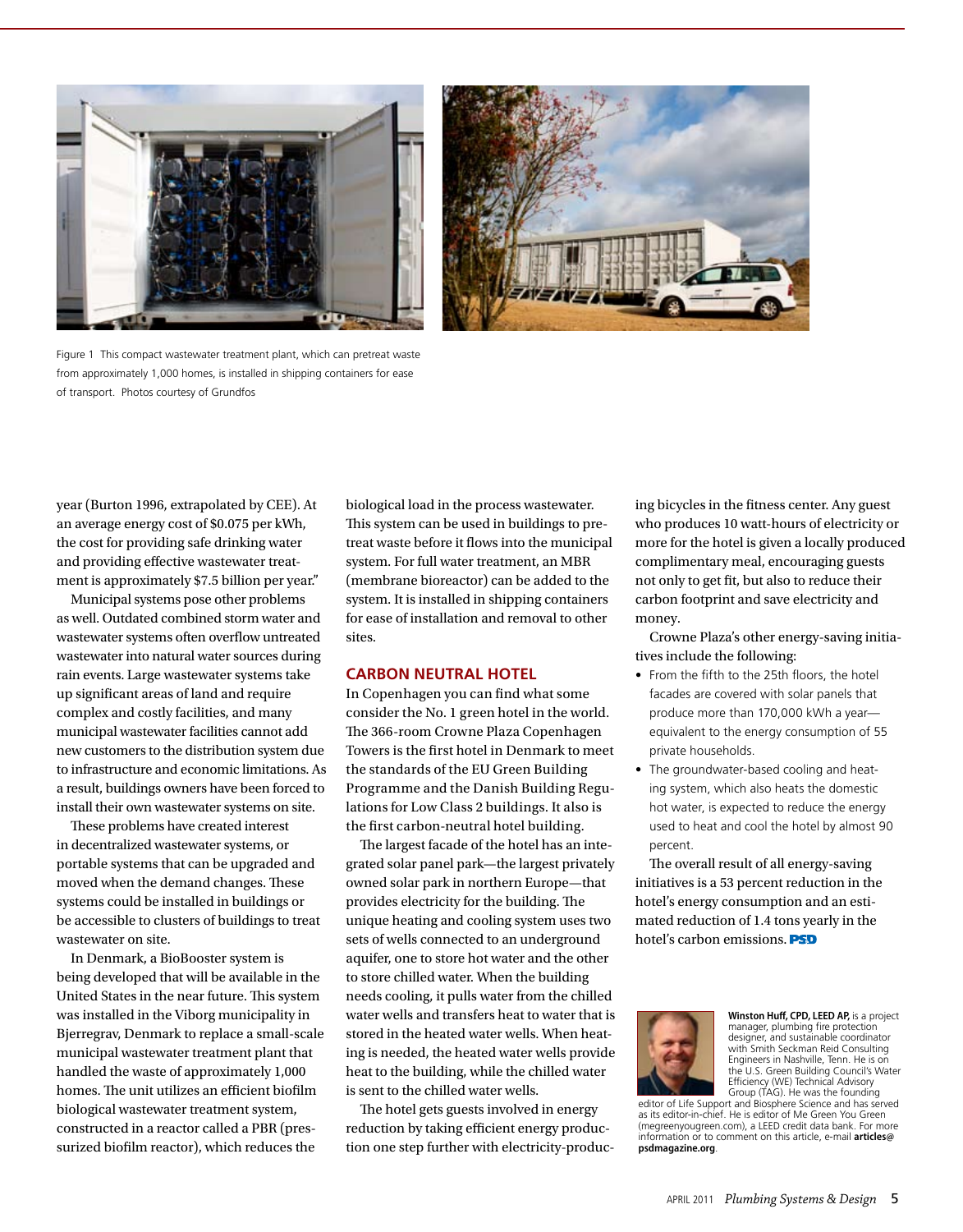Figure 1 This compact wastewater treatment plant, which can pretreat waste from approximately 1,000 homes, is installed in shipping containers for ease of transport. Photos courtesy of Grundfos

year (Burton 1996, extrapolated by CEE). At an average energy cost of $0.075 per kWh, the cost for providing safe drinking water and providing effective wastewater treatment is approximately $7.5 billion per year."

Municipal systems pose other problems as well. Outdated combined storm water and wastewater systems often overflow untreated wastewater into natural water sources during rain events. Large wastewater systems take up significant areas of land and require complex and costly facilities, and many municipal wastewater facilities cannot add new customers to the distribution system due to infrastructure and economic limitations. As a result, buildings owners have been forced to install their own wastewater systems on site.

These problems have created interest in decentralized wastewater systems, or portable systems that can be upgraded and moved when the demand changes. These systems could be installed in buildings or be accessible to clusters of buildings to treat wastewater on site.

In Denmark, a BioBooster system is being developed that will be available in the United States in the near future. This system was installed in the Viborg municipality in Bjerregrav, Denmark to replace a small-scale municipal wastewater treatment plant that handled the waste of approximately 1,000 homes. The unit utilizes an efficient biofilm biological wastewater treatment system, constructed in a reactor called a PBR (pressurized biofilm reactor), which reduces the biological load in the process wastewater. This system can be used in buildings to pretreat waste before it flows into the municipal system. For full water treatment, an MBR (membrane bioreactor) can be added to the system. It is installed in shipping containers for ease of installation and removal to other sites.

## CARBON NEUTRAL HOTEL

In Copenhagen you can find what some consider the No. 1 green hotel in the world. The 366-room Crowne Plaza Copenhagen Towers is the first hotel in Denmark to meet the standards of the EU Green Building Programme and the Danish Building Regulations for Low Class 2 buildings. It also is the first carbon-neutral hotel building.

The largest facade of the hotel has an integrated solar panel park—the largest privately owned solar park in northern Europe—that provides electricity for the building. The unique heating and cooling system uses two sets of wells connected to an underground aquifer, one to store hot water and the other to store chilled water. When the building needs cooling, it pulls water from the chilled water wells and transfers heat to water that is stored in the heated water wells. When heating is needed, the heated water wells provide heat to the building, while the chilled water is sent to the chilled water wells.

The hotel gets guests involved in energy reduction by taking efficient energy production one step further with electricity-producing bicycles in the fitness center. Any guest who produces 10 watt-hours of electricity or more for the hotel is given a locally produced complimentary meal, encouraging guests not only to get fit, but also to reduce their carbon footprint and save electricity and money.

Crowne Plaza's other energy-saving initiatives include the following:

- From the fifth to the 25th floors, the hotel facades are covered with solar panels that produce more than 170,000 kWh a year—equivalent to the energy consumption of 55 private households.
- The groundwater-based cooling and heating system, which also heats the domestic hot water, is expected to reduce the energy used to heat and cool the hotel by almost 90 percent.

The overall result of all energy-saving initiatives is a 53 percent reduction in the hotel's energy consumption and an estimated reduction of 1.4 tons yearly in the hotel's carbon emissions. PSD

**Winston Huff, CPD, LEED AP,** is a project manager, plumbing fire protection designer, and sustainable coordinator with Smith Seckman Reid Consulting Engineers in Nashville, Tenn. He is on the U.S. Green Building Council's Water Efficiency (WE) Technical Advisory Group (TAG). He was the founding editor of Life Support and Biosphere Science and has served as its editor-in-chief. He is editor of Me Green You Green (megreenyougreen.com), a LEED credit data bank. For more information or to comment on this article, e-mail **articles@psdmagazine.org**.